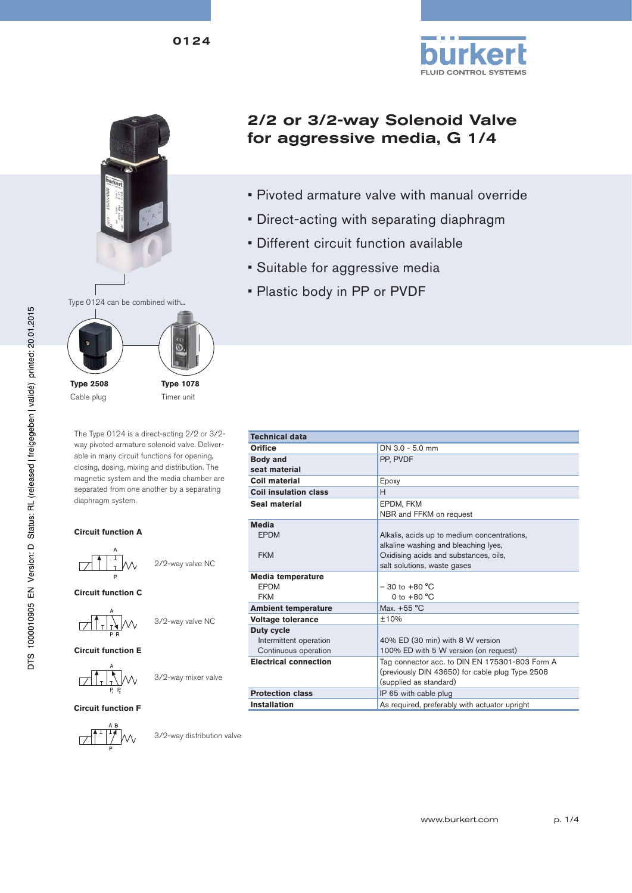0124

# 2/2 or 3/2-way Solenoid Valve for aggressive media, G 1/4

- Pivoted armature valve with manual override
- Direct-acting with separating diaphragm
- Different circuit function available
- Suitable for aggressive media
- Plastic body in PP or PVDF

Type 0124 can be combined with...

**Type 2508**
Cable plug

**Type 1078**
Timer unit

The Type 0124 is a direct-acting 2/2 or 3/2-way pivoted armature solenoid valve. Deliverable in many circuit functions for opening, closing, dosing, mixing and distribution. The magnetic system and the media chamber are separated from one another by a separating diaphragm system.

**Circuit function A**

2/2-way valve NC

**Circuit function C**

3/2-way valve NC

**Circuit function E**

3/2-way mixer valve

**Circuit function F**

3/2-way distribution valve

| Technical data | |
|---|---|
| **Orifice** | DN 3.0 - 5.0 mm |
| **Body and seat material** | PP, PVDF |
| **Coil material** | Epoxy |
| **Coil insulation class** | H |
| **Seal material** | EPDM, FKM<br>NBR and FFKM on request |
| **Media**<br>EPDM<br><br>FKM | <br>Alkalis, acids up to medium concentrations, alkaline washing and bleaching lyes,<br>Oxidising acids and substances, oils, salt solutions, waste gases |
| **Media temperature**<br>EPDM<br>FKM | <br>– 30 to +80 °C<br>0 to +80 °C |
| **Ambient temperature** | Max. +55 °C |
| **Voltage tolerance** | ±10% |
| **Duty cycle**<br>Intermittent operation<br>Continuous operation | <br>40% ED (30 min) with 8 W version<br>100% ED with 5 W version (on request) |
| **Electrical connection** | Tag connector acc. to DIN EN 175301-803 Form A (previously DIN 43650) for cable plug Type 2508 (supplied as standard) |
| **Protection class** | IP 65 with cable plug |
| **Installation** | As required, preferably with actuator upright |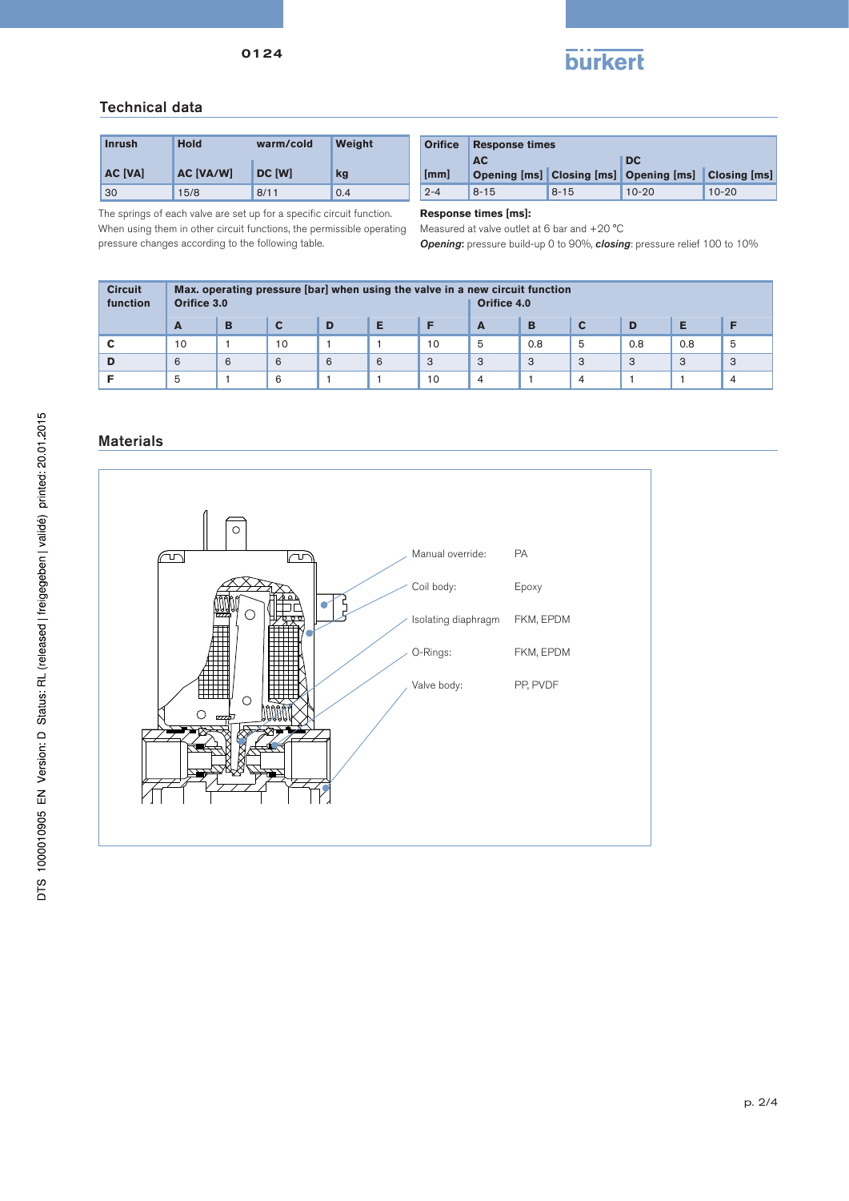## Technical data

| Inrush | Hold | warm/cold | Weight |
|---|---|---|---|
| AC [VA] | AC [VA/W] | DC [W] | kg |
| 30 | 15/8 | 8/11 | 0.4 |

| Orifice | Response times | | | |
|---|---|---|---|---|
| | AC | | DC | |
| [mm] | Opening [ms] | Closing [ms] | Opening [ms] | Closing [ms] |
| 2-4 | 8-15 | 8-15 | 10-20 | 10-20 |

The springs of each valve are set up for a specific circuit function. When using them in other circuit functions, the permissible operating pressure changes according to the following table.

**Response times [ms]:**
Measured at valve outlet at 6 bar and +20 °C
***Opening***: pressure build-up 0 to 90%, ***closing***: pressure relief 100 to 10%

| Circuit function | Max. operating pressure [bar] when using the valve in a new circuit function Orifice 3.0 | | | | | | Orifice 4.0 | | | | | |
|---|---|---|---|---|---|---|---|---|---|---|---|---|
| | A | B | C | D | E | F | A | B | C | D | E | F |
| C | 10 | 1 | 10 | 1 | 1 | 10 | 5 | 0.8 | 5 | 0.8 | 0.8 | 5 |
| D | 6 | 6 | 6 | 6 | 6 | 3 | 3 | 3 | 3 | 3 | 3 | 3 |
| F | 5 | 1 | 6 | 1 | 1 | 10 | 4 | 1 | 4 | 1 | 1 | 4 |

## Materials

| | |
|---|---|
| Manual override: | PA |
| Coil body: | Epoxy |
| Isolating diaphragm | FKM, EPDM |
| O-Rings: | FKM, EPDM |
| Valve body: | PP, PVDF |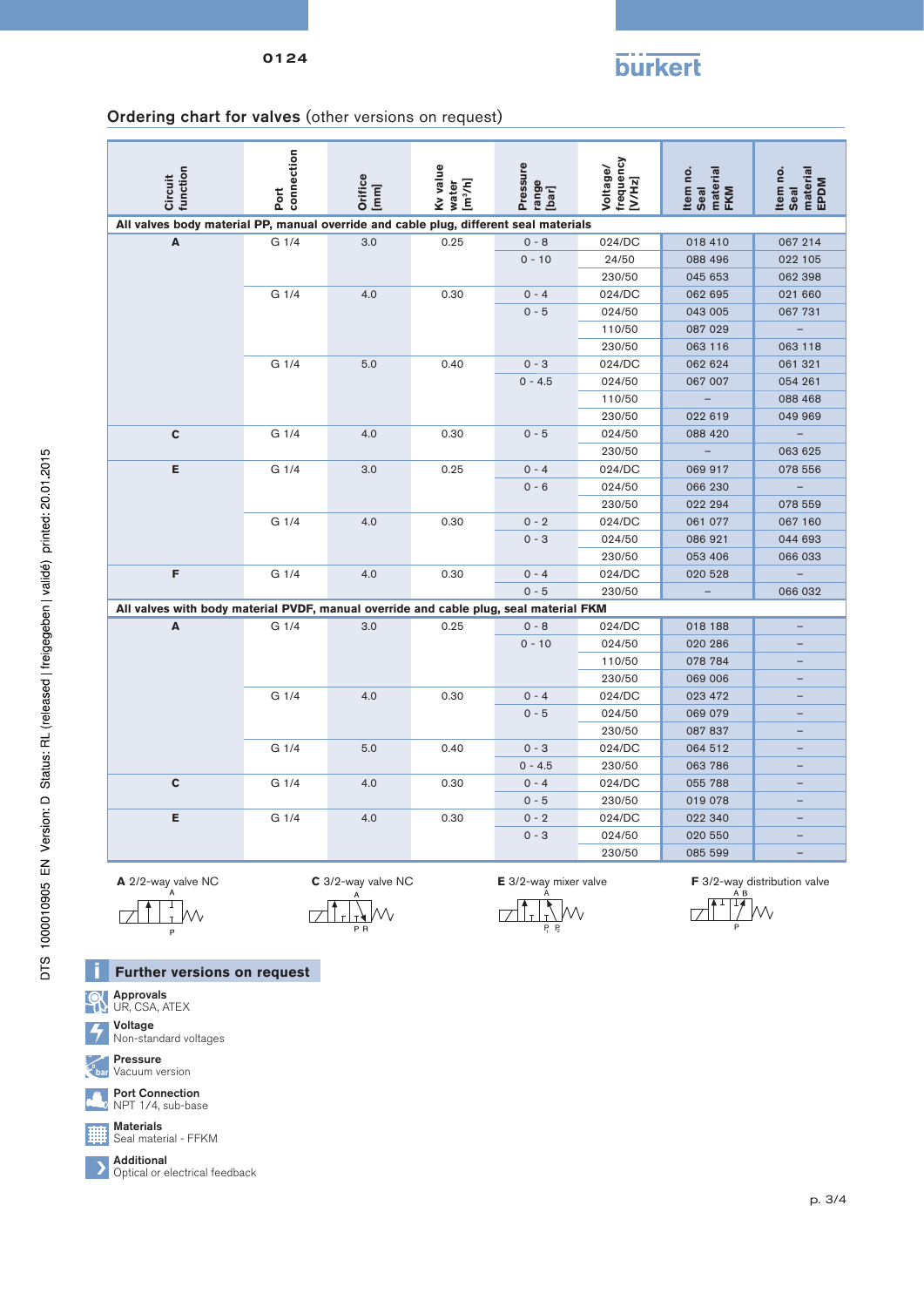0124

## Ordering chart for valves (other versions on request)

| Circuit function | Port connection | Orifice [mm] | Kv value water [m³/h] | Pressure range [bar] | Voltage/ frequency [V/Hz] | Item no. Seal material FKM | Item no. Seal material EPDM |
|---|---|---|---|---|---|---|---|
| **All valves body material PP, manual override and cable plug, different seal materials** | | | | | | | |
| **A** | G 1/4 | 3.0 | 0.25 | 0 - 8 | 024/DC | 018 410 | 067 214 |
| | | | | 0 - 10 | 24/50 | 088 496 | 022 105 |
| | | | | | 230/50 | 045 653 | 062 398 |
| | G 1/4 | 4.0 | 0.30 | 0 - 4 | 024/DC | 062 695 | 021 660 |
| | | | | 0 - 5 | 024/50 | 043 005 | 067 731 |
| | | | | | 110/50 | 087 029 | – |
| | | | | | 230/50 | 063 116 | 063 118 |
| | G 1/4 | 5.0 | 0.40 | 0 - 3 | 024/DC | 062 624 | 061 321 |
| | | | | 0 - 4.5 | 024/50 | 067 007 | 054 261 |
| | | | | | 110/50 | – | 088 468 |
| | | | | | 230/50 | 022 619 | 049 969 |
| **C** | G 1/4 | 4.0 | 0.30 | 0 - 5 | 024/50 | 088 420 | – |
| | | | | | 230/50 | – | 063 625 |
| **E** | G 1/4 | 3.0 | 0.25 | 0 - 4 | 024/DC | 069 917 | 078 556 |
| | | | | 0 - 6 | 024/50 | 066 230 | – |
| | | | | | 230/50 | 022 294 | 078 559 |
| | G 1/4 | 4.0 | 0.30 | 0 - 2 | 024/DC | 061 077 | 067 160 |
| | | | | 0 - 3 | 024/50 | 086 921 | 044 693 |
| | | | | | 230/50 | 053 406 | 066 033 |
| **F** | G 1/4 | 4.0 | 0.30 | 0 - 4 | 024/DC | 020 528 | – |
| | | | | 0 - 5 | 230/50 | – | 066 032 |
| **All valves with body material PVDF, manual override and cable plug, seal material FKM** | | | | | | | |
| **A** | G 1/4 | 3.0 | 0.25 | 0 - 8 | 024/DC | 018 188 | – |
| | | | | 0 - 10 | 024/50 | 020 286 | – |
| | | | | | 110/50 | 078 784 | – |
| | | | | | 230/50 | 069 006 | – |
| | G 1/4 | 4.0 | 0.30 | 0 - 4 | 024/DC | 023 472 | – |
| | | | | 0 - 5 | 024/50 | 069 079 | – |
| | | | | | 230/50 | 087 837 | – |
| | G 1/4 | 5.0 | 0.40 | 0 - 3 | 024/DC | 064 512 | – |
| | | | | 0 - 4.5 | 230/50 | 063 786 | – |
| **C** | G 1/4 | 4.0 | 0.30 | 0 - 4 | 024/DC | 055 788 | – |
| | | | | 0 - 5 | 230/50 | 019 078 | – |
| **E** | G 1/4 | 4.0 | 0.30 | 0 - 2 | 024/DC | 022 340 | – |
| | | | | 0 - 3 | 024/50 | 020 550 | – |
| | | | | | 230/50 | 085 599 | – |

**A** 2/2-way valve NC

**C** 3/2-way valve NC

**E** 3/2-way mixer valve

**F** 3/2-way distribution valve

### Further versions on request

**Approvals**
UR, CSA, ATEX

**Voltage**
Non-standard voltages

**Pressure**
Vacuum version

**Port Connection**
NPT 1/4, sub-base

**Materials**
Seal material - FFKM

**Additional**
Optical or electrical feedback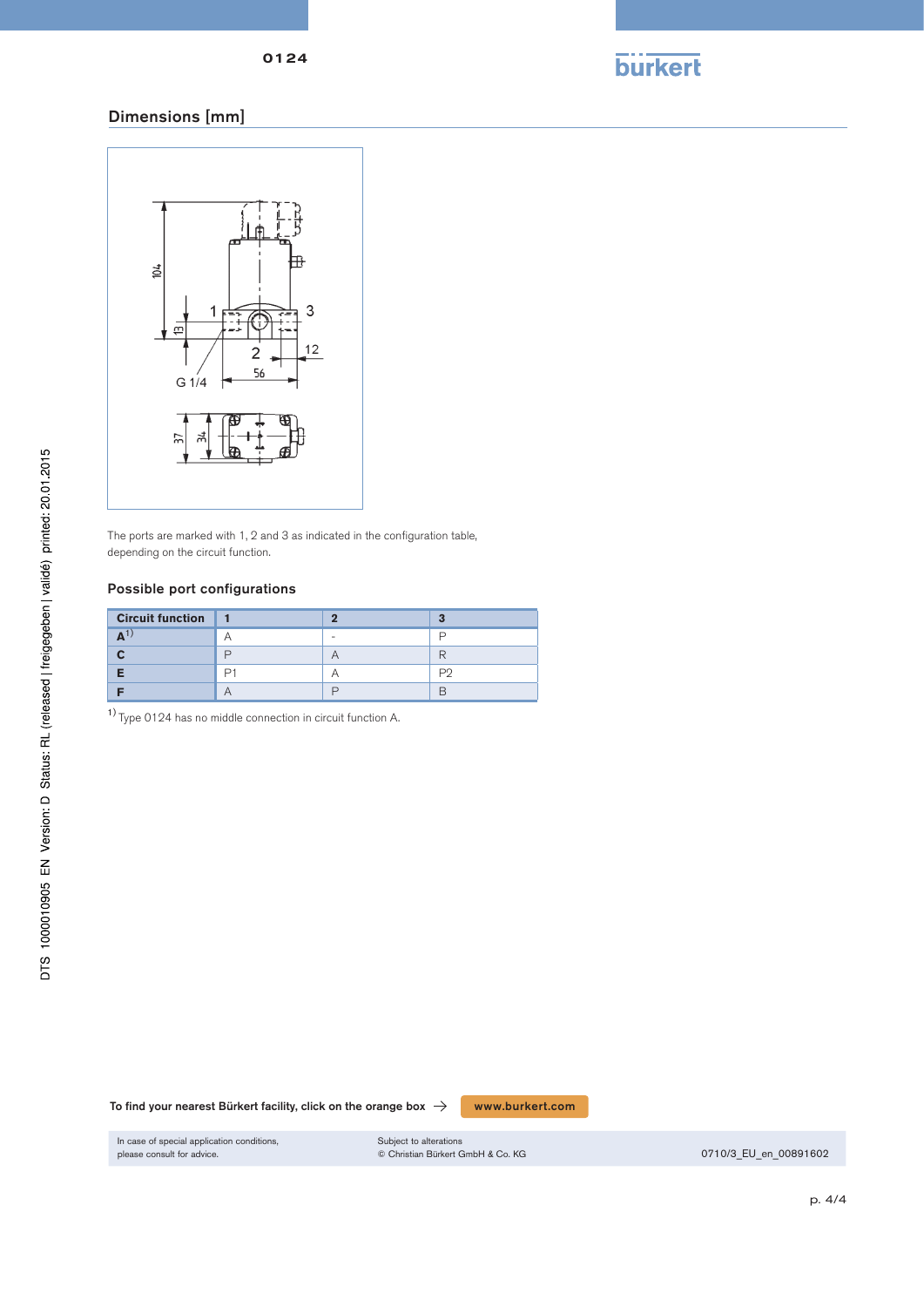## Dimensions [mm]

104

13

1

3

2

12

56

G 1/4

37

34

The ports are marked with 1, 2 and 3 as indicated in the configuration table, depending on the circuit function.

### Possible port configurations

| Circuit function | 1 | 2 | 3 |
|---|---|---|---|
| **A**[1] | A | - | P |
| **C** | P | A | R |
| **E** | P1 | A | P2 |
| **F** | A | P | B |

[1] Type 0124 has no middle connection in circuit function A.

To find your nearest Bürkert facility, click on the orange box → www.burkert.com

In case of special application conditions, please consult for advice.

Subject to alterations
© Christian Bürkert GmbH & Co. KG

0710/3_EU_en_00891602